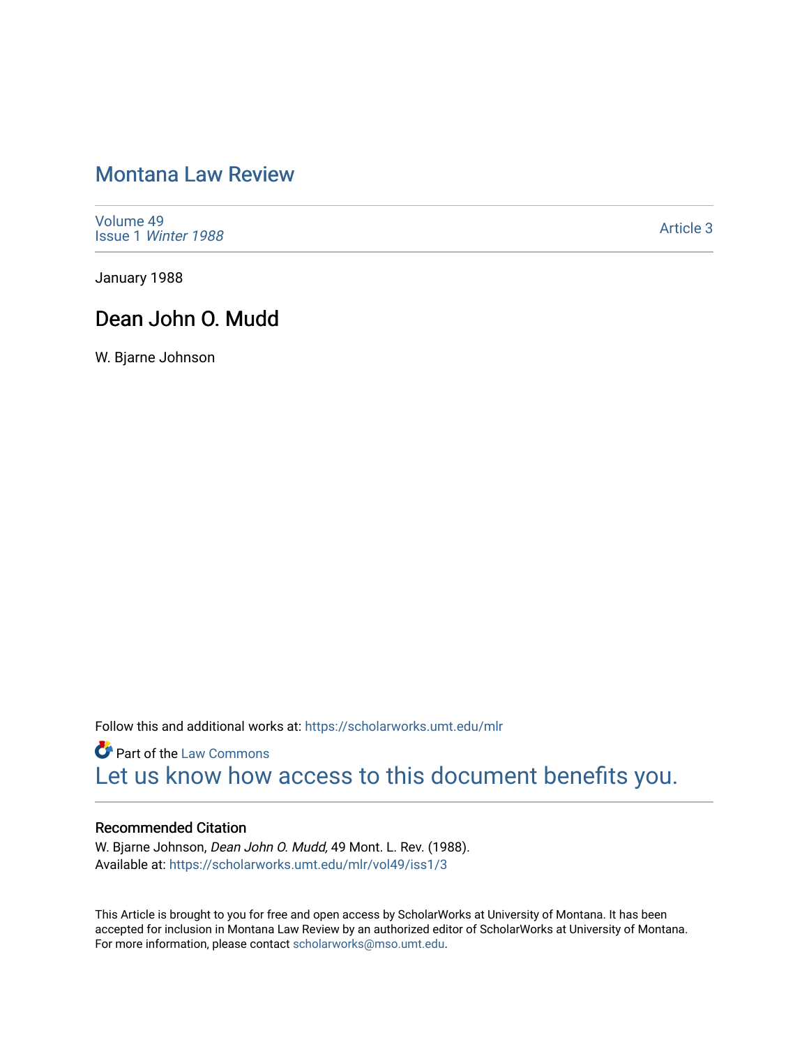# Montana Law Review

Volume 49
Issue 1 *Winter 1988*

Article 3

January 1988

## Dean John O. Mudd

W. Bjarne Johnson

Follow this and additional works at: https://scholarworks.umt.edu/mlr

Part of the Law Commons
Let us know how access to this document benefits you.

### Recommended Citation

W. Bjarne Johnson, *Dean John O. Mudd,* 49 Mont. L. Rev. (1988).
Available at: https://scholarworks.umt.edu/mlr/vol49/iss1/3

This Article is brought to you for free and open access by ScholarWorks at University of Montana. It has been accepted for inclusion in Montana Law Review by an authorized editor of ScholarWorks at University of Montana. For more information, please contact scholarworks@mso.umt.edu.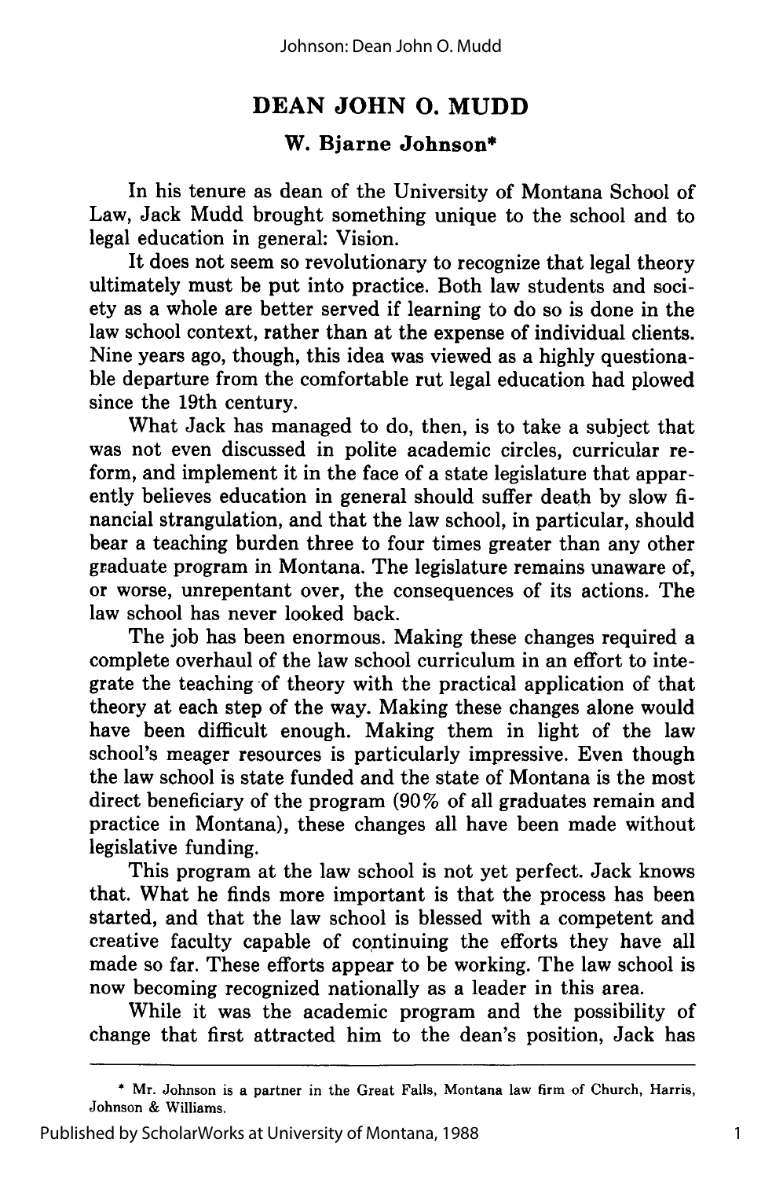# DEAN JOHN O. MUDD

## W. Bjarne Johnson*

In his tenure as dean of the University of Montana School of Law, Jack Mudd brought something unique to the school and to legal education in general: Vision.

It does not seem so revolutionary to recognize that legal theory ultimately must be put into practice. Both law students and society as a whole are better served if learning to do so is done in the law school context, rather than at the expense of individual clients. Nine years ago, though, this idea was viewed as a highly questionable departure from the comfortable rut legal education had plowed since the 19th century.

What Jack has managed to do, then, is to take a subject that was not even discussed in polite academic circles, curricular reform, and implement it in the face of a state legislature that apparently believes education in general should suffer death by slow financial strangulation, and that the law school, in particular, should bear a teaching burden three to four times greater than any other graduate program in Montana. The legislature remains unaware of, or worse, unrepentant over, the consequences of its actions. The law school has never looked back.

The job has been enormous. Making these changes required a complete overhaul of the law school curriculum in an effort to integrate the teaching of theory with the practical application of that theory at each step of the way. Making these changes alone would have been difficult enough. Making them in light of the law school's meager resources is particularly impressive. Even though the law school is state funded and the state of Montana is the most direct beneficiary of the program (90% of all graduates remain and practice in Montana), these changes all have been made without legislative funding.

This program at the law school is not yet perfect. Jack knows that. What he finds more important is that the process has been started, and that the law school is blessed with a competent and creative faculty capable of continuing the efforts they have all made so far. These efforts appear to be working. The law school is now becoming recognized nationally as a leader in this area.

While it was the academic program and the possibility of change that first attracted him to the dean's position, Jack has

---

\* Mr. Johnson is a partner in the Great Falls, Montana law firm of Church, Harris, Johnson & Williams.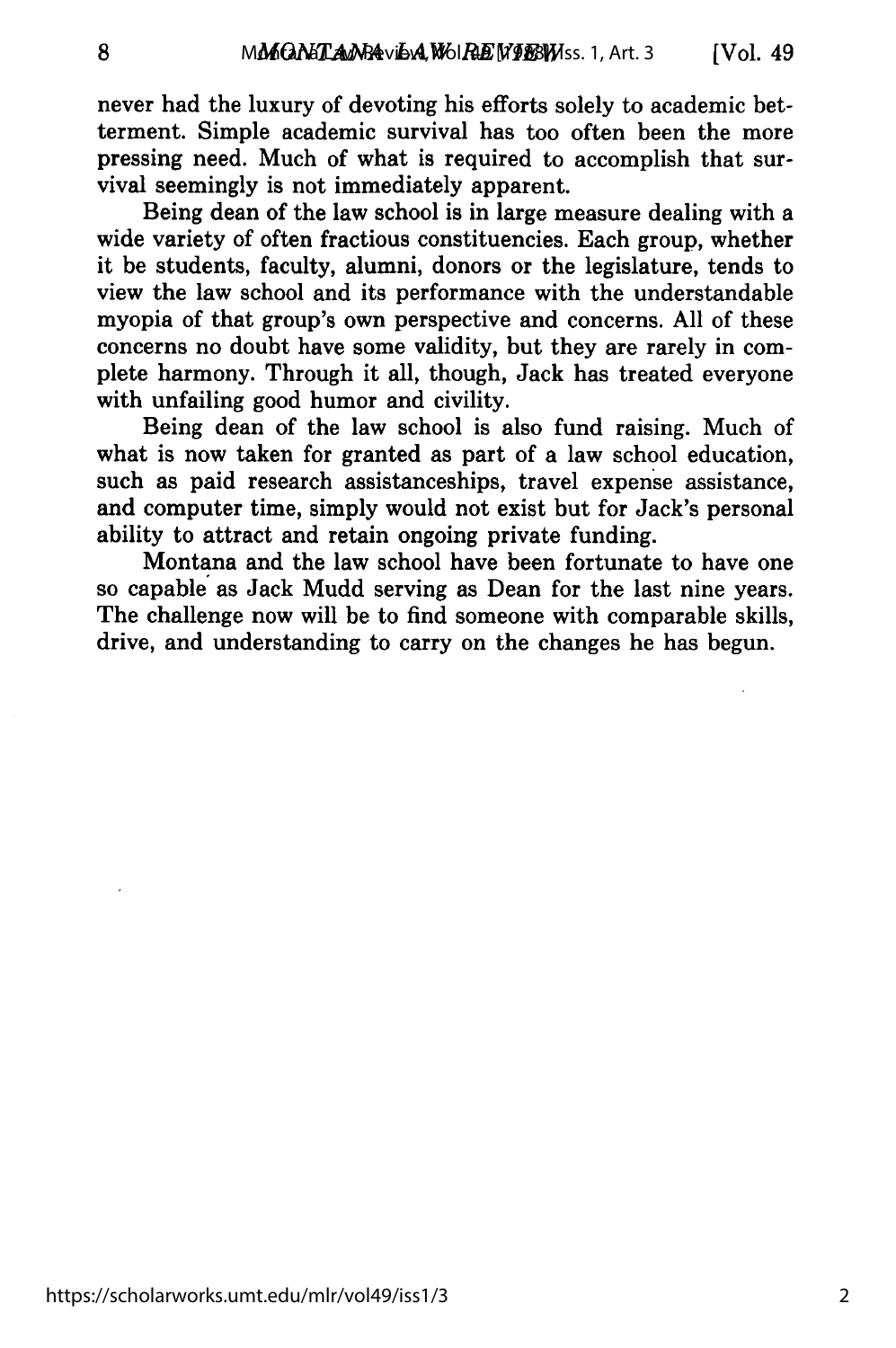never had the luxury of devoting his efforts solely to academic betterment. Simple academic survival has too often been the more pressing need. Much of what is required to accomplish that survival seemingly is not immediately apparent.

Being dean of the law school is in large measure dealing with a wide variety of often fractious constituencies. Each group, whether it be students, faculty, alumni, donors or the legislature, tends to view the law school and its performance with the understandable myopia of that group's own perspective and concerns. All of these concerns no doubt have some validity, but they are rarely in complete harmony. Through it all, though, Jack has treated everyone with unfailing good humor and civility.

Being dean of the law school is also fund raising. Much of what is now taken for granted as part of a law school education, such as paid research assistanceships, travel expense assistance, and computer time, simply would not exist but for Jack's personal ability to attract and retain ongoing private funding.

Montana and the law school have been fortunate to have one so capable as Jack Mudd serving as Dean for the last nine years. The challenge now will be to find someone with comparable skills, drive, and understanding to carry on the changes he has begun.